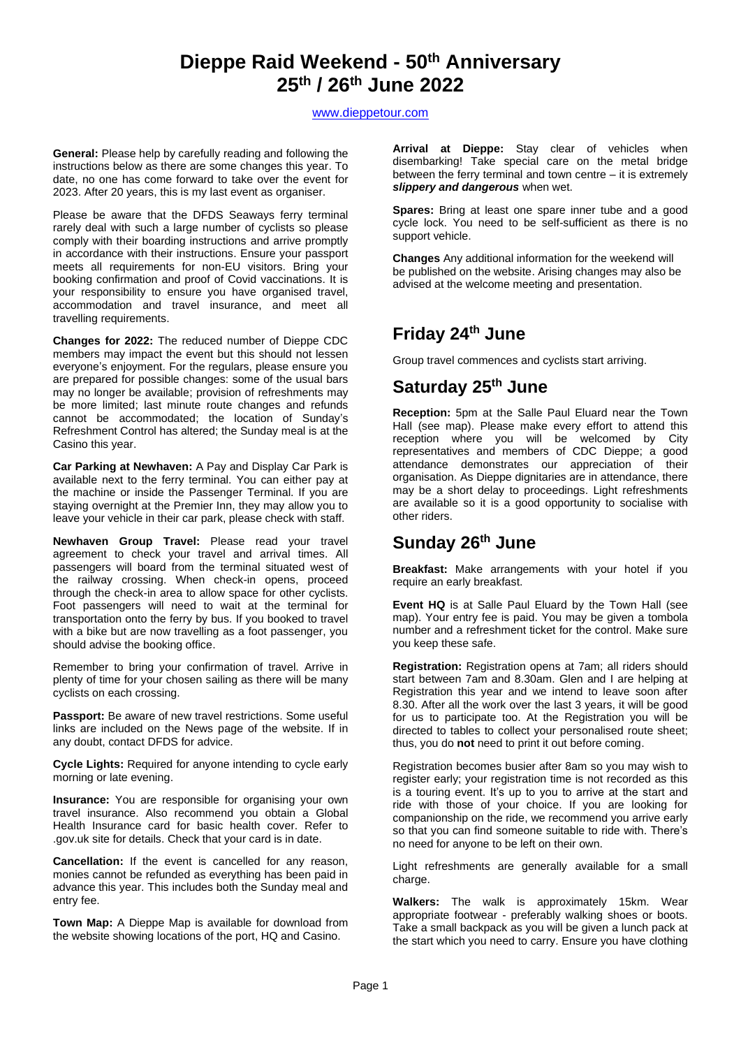# Dieppe Raid Weekend - 50th Anniversary
# 25th / 26th June 2022

www.dieppetour.com

**General:** Please help by carefully reading and following the instructions below as there are some changes this year. To date, no one has come forward to take over the event for 2023. After 20 years, this is my last event as organiser.

Please be aware that the DFDS Seaways ferry terminal rarely deal with such a large number of cyclists so please comply with their boarding instructions and arrive promptly in accordance with their instructions. Ensure your passport meets all requirements for non-EU visitors. Bring your booking confirmation and proof of Covid vaccinations. It is your responsibility to ensure you have organised travel, accommodation and travel insurance, and meet all travelling requirements.

**Changes for 2022:** The reduced number of Dieppe CDC members may impact the event but this should not lessen everyone's enjoyment. For the regulars, please ensure you are prepared for possible changes: some of the usual bars may no longer be available; provision of refreshments may be more limited; last minute route changes and refunds cannot be accommodated; the location of Sunday's Refreshment Control has altered; the Sunday meal is at the Casino this year.

**Car Parking at Newhaven:** A Pay and Display Car Park is available next to the ferry terminal. You can either pay at the machine or inside the Passenger Terminal. If you are staying overnight at the Premier Inn, they may allow you to leave your vehicle in their car park, please check with staff.

**Newhaven Group Travel:** Please read your travel agreement to check your travel and arrival times. All passengers will board from the terminal situated west of the railway crossing. When check-in opens, proceed through the check-in area to allow space for other cyclists. Foot passengers will need to wait at the terminal for transportation onto the ferry by bus. If you booked to travel with a bike but are now travelling as a foot passenger, you should advise the booking office.

Remember to bring your confirmation of travel. Arrive in plenty of time for your chosen sailing as there will be many cyclists on each crossing.

**Passport:** Be aware of new travel restrictions. Some useful links are included on the News page of the website. If in any doubt, contact DFDS for advice.

**Cycle Lights:** Required for anyone intending to cycle early morning or late evening.

**Insurance:** You are responsible for organising your own travel insurance. Also recommend you obtain a Global Health Insurance card for basic health cover. Refer to .gov.uk site for details. Check that your card is in date.

**Cancellation:** If the event is cancelled for any reason, monies cannot be refunded as everything has been paid in advance this year. This includes both the Sunday meal and entry fee.

**Town Map:** A Dieppe Map is available for download from the website showing locations of the port, HQ and Casino.

**Arrival at Dieppe:** Stay clear of vehicles when disembarking! Take special care on the metal bridge between the ferry terminal and town centre – it is extremely ***slippery and dangerous*** when wet.

**Spares:** Bring at least one spare inner tube and a good cycle lock. You need to be self-sufficient as there is no support vehicle.

**Changes** Any additional information for the weekend will be published on the website. Arising changes may also be advised at the welcome meeting and presentation.

## Friday 24th June

Group travel commences and cyclists start arriving.

## Saturday 25th June

**Reception:** 5pm at the Salle Paul Eluard near the Town Hall (see map). Please make every effort to attend this reception where you will be welcomed by City representatives and members of CDC Dieppe; a good attendance demonstrates our appreciation of their organisation. As Dieppe dignitaries are in attendance, there may be a short delay to proceedings. Light refreshments are available so it is a good opportunity to socialise with other riders.

## Sunday 26th June

**Breakfast:** Make arrangements with your hotel if you require an early breakfast.

**Event HQ** is at Salle Paul Eluard by the Town Hall (see map). Your entry fee is paid. You may be given a tombola number and a refreshment ticket for the control. Make sure you keep these safe.

**Registration:** Registration opens at 7am; all riders should start between 7am and 8.30am. Glen and I are helping at Registration this year and we intend to leave soon after 8.30. After all the work over the last 3 years, it will be good for us to participate too. At the Registration you will be directed to tables to collect your personalised route sheet; thus, you do **not** need to print it out before coming.

Registration becomes busier after 8am so you may wish to register early; your registration time is not recorded as this is a touring event. It's up to you to arrive at the start and ride with those of your choice. If you are looking for companionship on the ride, we recommend you arrive early so that you can find someone suitable to ride with. There's no need for anyone to be left on their own.

Light refreshments are generally available for a small charge.

**Walkers:** The walk is approximately 15km. Wear appropriate footwear - preferably walking shoes or boots. Take a small backpack as you will be given a lunch pack at the start which you need to carry. Ensure you have clothing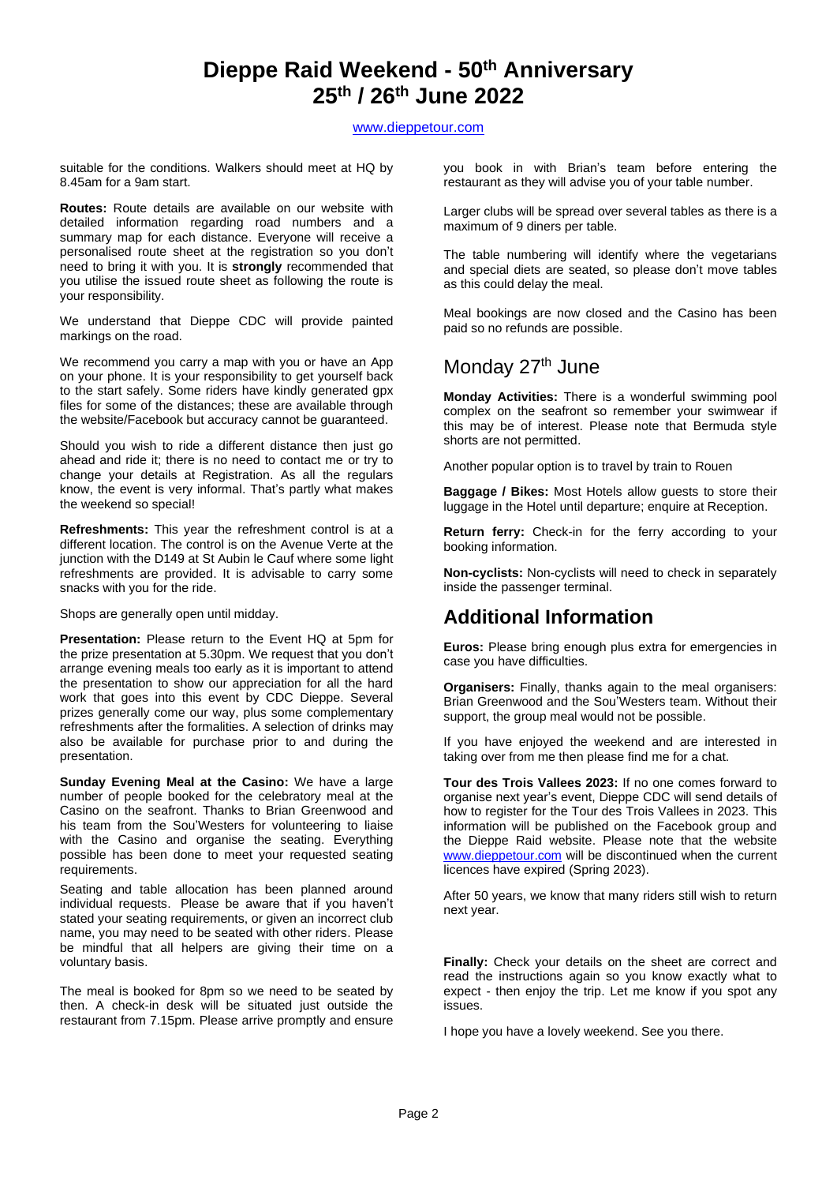# Dieppe Raid Weekend - 50th Anniversary 25th / 26th June 2022

www.dieppetour.com

suitable for the conditions. Walkers should meet at HQ by 8.45am for a 9am start.

**Routes:** Route details are available on our website with detailed information regarding road numbers and a summary map for each distance. Everyone will receive a personalised route sheet at the registration so you don't need to bring it with you. It is **strongly** recommended that you utilise the issued route sheet as following the route is your responsibility.

We understand that Dieppe CDC will provide painted markings on the road.

We recommend you carry a map with you or have an App on your phone. It is your responsibility to get yourself back to the start safely. Some riders have kindly generated gpx files for some of the distances; these are available through the website/Facebook but accuracy cannot be guaranteed.

Should you wish to ride a different distance then just go ahead and ride it; there is no need to contact me or try to change your details at Registration. As all the regulars know, the event is very informal. That's partly what makes the weekend so special!

**Refreshments:** This year the refreshment control is at a different location. The control is on the Avenue Verte at the junction with the D149 at St Aubin le Cauf where some light refreshments are provided. It is advisable to carry some snacks with you for the ride.

Shops are generally open until midday.

**Presentation:** Please return to the Event HQ at 5pm for the prize presentation at 5.30pm. We request that you don't arrange evening meals too early as it is important to attend the presentation to show our appreciation for all the hard work that goes into this event by CDC Dieppe. Several prizes generally come our way, plus some complementary refreshments after the formalities. A selection of drinks may also be available for purchase prior to and during the presentation.

**Sunday Evening Meal at the Casino:** We have a large number of people booked for the celebratory meal at the Casino on the seafront. Thanks to Brian Greenwood and his team from the Sou'Westers for volunteering to liaise with the Casino and organise the seating. Everything possible has been done to meet your requested seating requirements.

Seating and table allocation has been planned around individual requests. Please be aware that if you haven't stated your seating requirements, or given an incorrect club name, you may need to be seated with other riders. Please be mindful that all helpers are giving their time on a voluntary basis.

The meal is booked for 8pm so we need to be seated by then. A check-in desk will be situated just outside the restaurant from 7.15pm. Please arrive promptly and ensure you book in with Brian's team before entering the restaurant as they will advise you of your table number.

Larger clubs will be spread over several tables as there is a maximum of 9 diners per table.

The table numbering will identify where the vegetarians and special diets are seated, so please don't move tables as this could delay the meal.

Meal bookings are now closed and the Casino has been paid so no refunds are possible.

## Monday 27th June

**Monday Activities:** There is a wonderful swimming pool complex on the seafront so remember your swimwear if this may be of interest. Please note that Bermuda style shorts are not permitted.

Another popular option is to travel by train to Rouen

**Baggage / Bikes:** Most Hotels allow guests to store their luggage in the Hotel until departure; enquire at Reception.

**Return ferry:** Check-in for the ferry according to your booking information.

**Non-cyclists:** Non-cyclists will need to check in separately inside the passenger terminal.

## Additional Information

**Euros:** Please bring enough plus extra for emergencies in case you have difficulties.

**Organisers:** Finally, thanks again to the meal organisers: Brian Greenwood and the Sou'Westers team. Without their support, the group meal would not be possible.

If you have enjoyed the weekend and are interested in taking over from me then please find me for a chat.

**Tour des Trois Vallees 2023:** If no one comes forward to organise next year's event, Dieppe CDC will send details of how to register for the Tour des Trois Vallees in 2023. This information will be published on the Facebook group and the Dieppe Raid website. Please note that the website www.dieppetour.com will be discontinued when the current licences have expired (Spring 2023).

After 50 years, we know that many riders still wish to return next year.

**Finally:** Check your details on the sheet are correct and read the instructions again so you know exactly what to expect - then enjoy the trip. Let me know if you spot any issues.

I hope you have a lovely weekend. See you there.